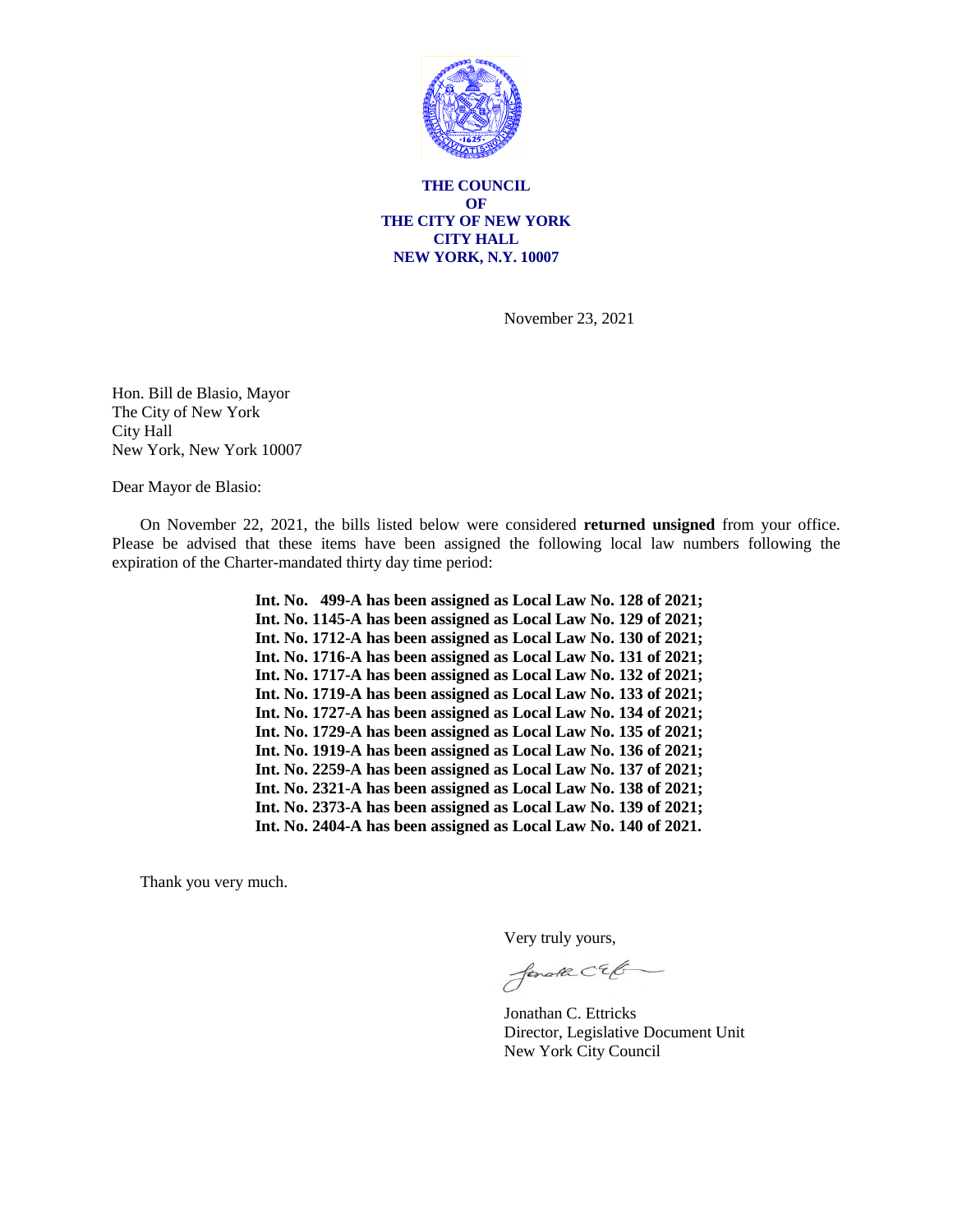**THE COUNCIL**
**OF**
**THE CITY OF NEW YORK**
**CITY HALL**
**NEW YORK, N.Y. 10007**

November 23, 2021

Hon. Bill de Blasio, Mayor
The City of New York
City Hall
New York, New York 10007

Dear Mayor de Blasio:

On November 22, 2021, the bills listed below were considered **returned unsigned** from your office. Please be advised that these items have been assigned the following local law numbers following the expiration of the Charter-mandated thirty day time period:

**Int. No. 499-A has been assigned as Local Law No. 128 of 2021;**
**Int. No. 1145-A has been assigned as Local Law No. 129 of 2021;**
**Int. No. 1712-A has been assigned as Local Law No. 130 of 2021;**
**Int. No. 1716-A has been assigned as Local Law No. 131 of 2021;**
**Int. No. 1717-A has been assigned as Local Law No. 132 of 2021;**
**Int. No. 1719-A has been assigned as Local Law No. 133 of 2021;**
**Int. No. 1727-A has been assigned as Local Law No. 134 of 2021;**
**Int. No. 1729-A has been assigned as Local Law No. 135 of 2021;**
**Int. No. 1919-A has been assigned as Local Law No. 136 of 2021;**
**Int. No. 2259-A has been assigned as Local Law No. 137 of 2021;**
**Int. No. 2321-A has been assigned as Local Law No. 138 of 2021;**
**Int. No. 2373-A has been assigned as Local Law No. 139 of 2021;**
**Int. No. 2404-A has been assigned as Local Law No. 140 of 2021.**

Thank you very much.

Very truly yours,

Jonathan C. Ettricks
Director, Legislative Document Unit
New York City Council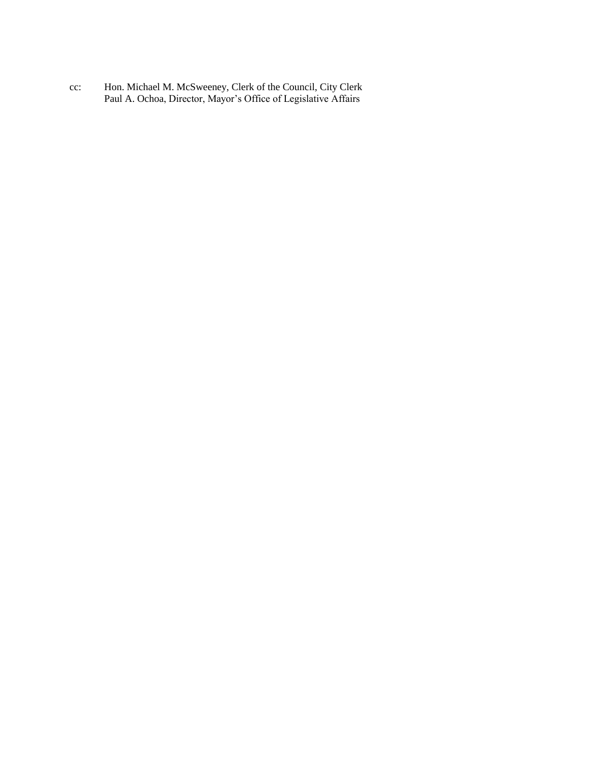cc: Hon. Michael M. McSweeney, Clerk of the Council, City Clerk
Paul A. Ochoa, Director, Mayor's Office of Legislative Affairs